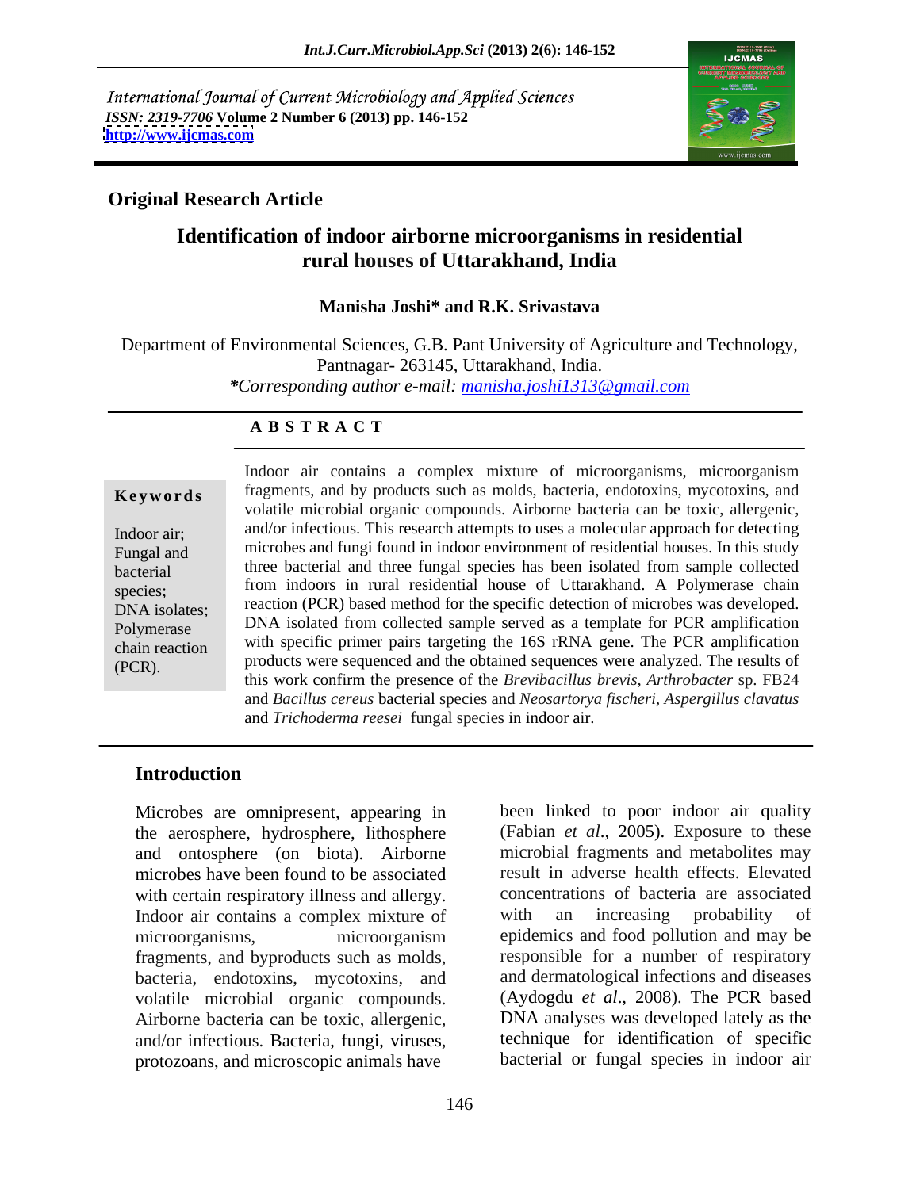International Journal of Current Microbiology and Applied Sciences
*ISSN: 2319-7706* **Volume 2 Number 6 (2013) pp. 146-152**
**http://www.ijcmas.com**

**Original Research Article**

# Identification of indoor airborne microorganisms in residential rural houses of Uttarakhand, India

**Manisha Joshi\* and R.K. Srivastava**

Department of Environmental Sciences, G.B. Pant University of Agriculture and Technology, Pantnagar- 263145, Uttarakhand, India.
*\*Corresponding author e-mail: manisha.joshi1313@gmail.com*

## A B S T R A C T

**Keywords**

Indoor air; Fungal and bacterial species; DNA isolates; Polymerase chain reaction (PCR).

Indoor air contains a complex mixture of microorganisms, microorganism fragments, and by products such as molds, bacteria, endotoxins, mycotoxins, and volatile microbial organic compounds. Airborne bacteria can be toxic, allergenic, and/or infectious. This research attempts to uses a molecular approach for detecting microbes and fungi found in indoor environment of residential houses. In this study three bacterial and three fungal species has been isolated from sample collected from indoors in rural residential house of Uttarakhand. A Polymerase chain reaction (PCR) based method for the specific detection of microbes was developed. DNA isolated from collected sample served as a template for PCR amplification with specific primer pairs targeting the 16S rRNA gene. The PCR amplification products were sequenced and the obtained sequences were analyzed. The results of this work confirm the presence of the *Brevibacillus brevis*, *Arthrobacter* sp. FB24 and *Bacillus cereus* bacterial species and *Neosartorya fischeri*, *Aspergillus clavatus* and *Trichoderma reesei* fungal species in indoor air.

## Introduction

Microbes are omnipresent, appearing in the aerosphere, hydrosphere, lithosphere and ontosphere (on biota). Airborne microbes have been found to be associated with certain respiratory illness and allergy. Indoor air contains a complex mixture of microorganisms, microorganism fragments, and byproducts such as molds, bacteria, endotoxins, mycotoxins, and volatile microbial organic compounds. Airborne bacteria can be toxic, allergenic, and/or infectious. Bacteria, fungi, viruses, protozoans, and microscopic animals have been linked to poor indoor air quality (Fabian *et al*., 2005). Exposure to these microbial fragments and metabolites may result in adverse health effects. Elevated concentrations of bacteria are associated with an increasing probability of epidemics and food pollution and may be responsible for a number of respiratory and dermatological infections and diseases (Aydogdu *et al*., 2008). The PCR based DNA analyses was developed lately as the technique for identification of specific bacterial or fungal species in indoor air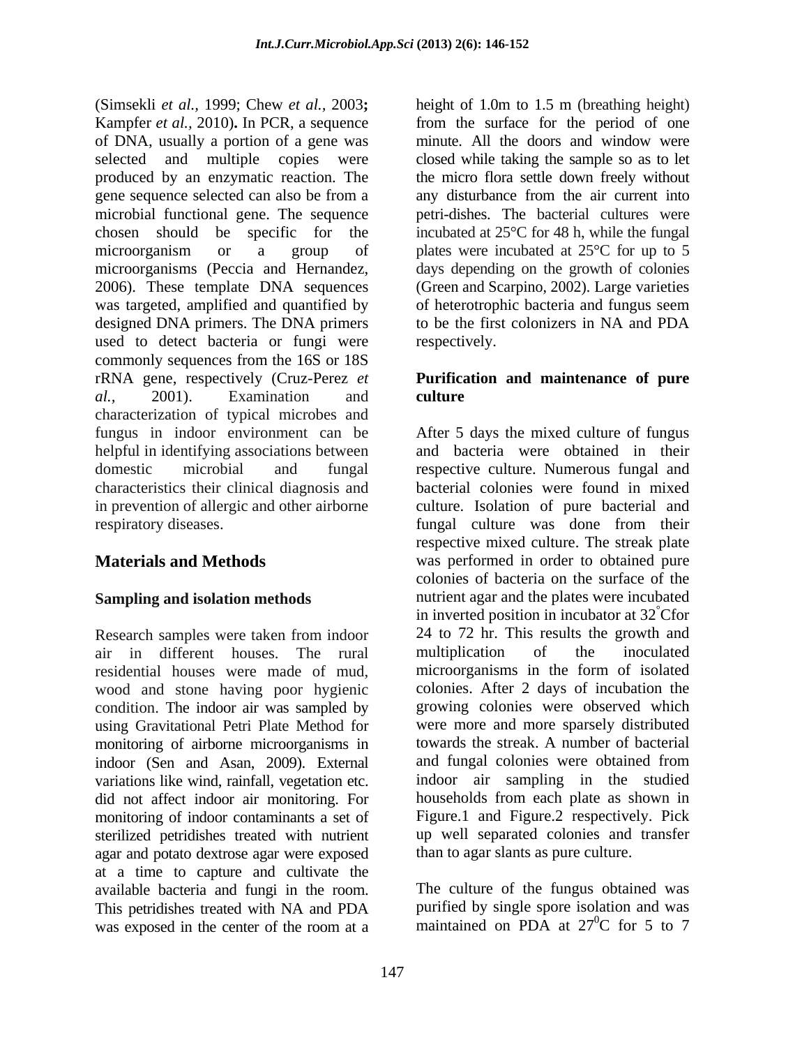(Simsekli *et al.*, 1999; Chew *et al.*, 2003**;** Kampfer *et al.*, 2010)**.** In PCR, a sequence of DNA, usually a portion of a gene was selected and multiple copies were produced by an enzymatic reaction. The gene sequence selected can also be from a microbial functional gene. The sequence chosen should be specific for the microorganism or a group of microorganisms (Peccia and Hernandez, 2006). These template DNA sequences was targeted, amplified and quantified by designed DNA primers. The DNA primers used to detect bacteria or fungi were commonly sequences from the 16S or 18S rRNA gene, respectively (Cruz-Perez *et al.,* 2001). Examination and characterization of typical microbes and fungus in indoor environment can be helpful in identifying associations between domestic microbial and fungal characteristics their clinical diagnosis and in prevention of allergic and other airborne respiratory diseases.

## Materials and Methods

### Sampling and isolation methods

Research samples were taken from indoor air in different houses. The rural residential houses were made of mud, wood and stone having poor hygienic condition. The indoor air was sampled by using Gravitational Petri Plate Method for monitoring of airborne microorganisms in indoor (Sen and Asan, 2009). External variations like wind, rainfall, vegetation etc. did not affect indoor air monitoring. For monitoring of indoor contaminants a set of sterilized petridishes treated with nutrient agar and potato dextrose agar were exposed at a time to capture and cultivate the available bacteria and fungi in the room. This petridishes treated with NA and PDA was exposed in the center of the room at a height of 1.0m to 1.5 m (breathing height) from the surface for the period of one minute. All the doors and window were closed while taking the sample so as to let the micro flora settle down freely without any disturbance from the air current into petri-dishes. The bacterial cultures were incubated at 25°C for 48 h, while the fungal plates were incubated at 25°C for up to 5 days depending on the growth of colonies (Green and Scarpino, 2002). Large varieties of heterotrophic bacteria and fungus seem to be the first colonizers in NA and PDA respectively.

### Purification and maintenance of pure culture

After 5 days the mixed culture of fungus and bacteria were obtained in their respective culture. Numerous fungal and bacterial colonies were found in mixed culture. Isolation of pure bacterial and fungal culture was done from their respective mixed culture. The streak plate was performed in order to obtained pure colonies of bacteria on the surface of the nutrient agar and the plates were incubated in inverted position in incubator at 32°Cfor 24 to 72 hr. This results the growth and multiplication of the inoculated microorganisms in the form of isolated colonies. After 2 days of incubation the growing colonies were observed which were more and more sparsely distributed towards the streak. A number of bacterial and fungal colonies were obtained from indoor air sampling in the studied households from each plate as shown in Figure.1 and Figure.2 respectively. Pick up well separated colonies and transfer than to agar slants as pure culture.

The culture of the fungus obtained was purified by single spore isolation and was maintained on PDA at $27^0$C for 5 to 7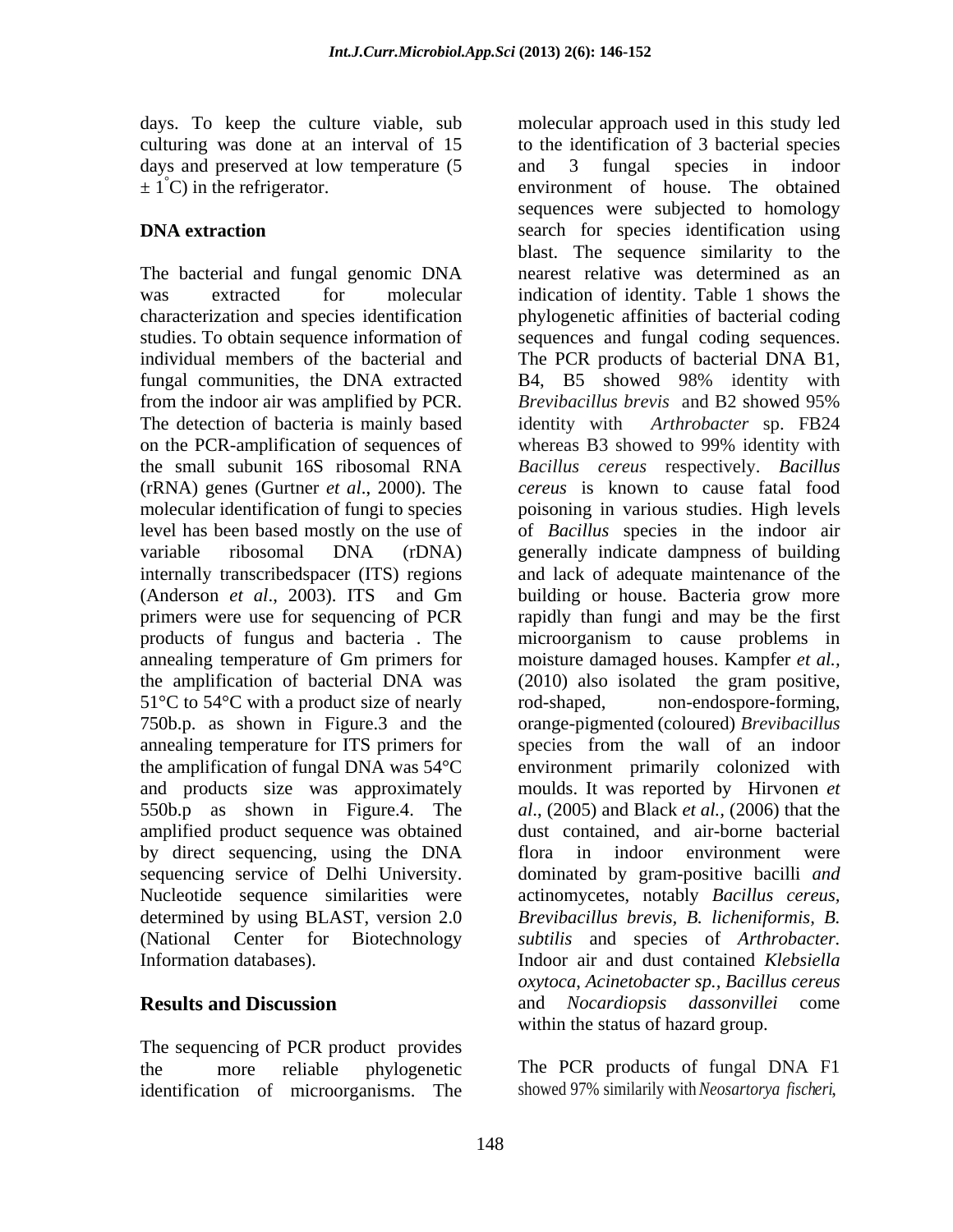days. To keep the culture viable, sub culturing was done at an interval of 15 days and preserved at low temperature (5 ± 1°C) in the refrigerator.

**DNA extraction**

The bacterial and fungal genomic DNA was extracted for molecular characterization and species identification studies. To obtain sequence information of individual members of the bacterial and fungal communities, the DNA extracted from the indoor air was amplified by PCR. The detection of bacteria is mainly based on the PCR-amplification of sequences of the small subunit 16S ribosomal RNA (rRNA) genes (Gurtner *et al*., 2000). The molecular identification of fungi to species level has been based mostly on the use of variable ribosomal DNA (rDNA) internally transcribedspacer (ITS) regions (Anderson *et al*., 2003). ITS and Gm primers were use for sequencing of PCR products of fungus and bacteria . The annealing temperature of Gm primers for the amplification of bacterial DNA was 51°C to 54°C with a product size of nearly 750b.p. as shown in Figure.3 and the annealing temperature for ITS primers for the amplification of fungal DNA was 54°C and products size was approximately 550b.p as shown in Figure.4. The amplified product sequence was obtained by direct sequencing, using the DNA sequencing service of Delhi University. Nucleotide sequence similarities were determined by using BLAST, version 2.0 (National Center for Biotechnology Information databases).

## Results and Discussion

The sequencing of PCR product provides the more reliable phylogenetic identification of microorganisms. The molecular approach used in this study led to the identification of 3 bacterial species and 3 fungal species in indoor environment of house. The obtained sequences were subjected to homology search for species identification using blast. The sequence similarity to the nearest relative was determined as an indication of identity. Table 1 shows the phylogenetic affinities of bacterial coding sequences and fungal coding sequences. The PCR products of bacterial DNA B1, B4, B5 showed 98% identity with *Brevibacillus brevis* and B2 showed 95% identity with *Arthrobacter* sp. FB24 whereas B3 showed to 99% identity with *Bacillus cereus* respectively. *Bacillus cereus* is known to cause fatal food poisoning in various studies. High levels of *Bacillus* species in the indoor air generally indicate dampness of building and lack of adequate maintenance of the building or house. Bacteria grow more rapidly than fungi and may be the first microorganism to cause problems in moisture damaged houses. Kampfer *et al.,* (2010) also isolated the gram positive, rod-shaped, non-endospore-forming, orange-pigmented (coloured) *Brevibacillus* species from the wall of an indoor environment primarily colonized with moulds. It was reported by Hirvonen *et al*., (2005) and Black *et al.,* (2006) that the dust contained, and air-borne bacterial flora in indoor environment were dominated by gram-positive bacilli *and* actinomycetes, notably *Bacillus cereus, Brevibacillus brevis, B. licheniformis, B. subtilis* and species of *Arthrobacter.* Indoor air and dust contained *Klebsiella oxytoca*, *Acinetobacter sp.*, *Bacillus cereus* and *Nocardiopsis dassonvillei* come within the status of hazard group.

The PCR products of fungal DNA F1 showed 97% similarily with *Neosartorya fischeri*,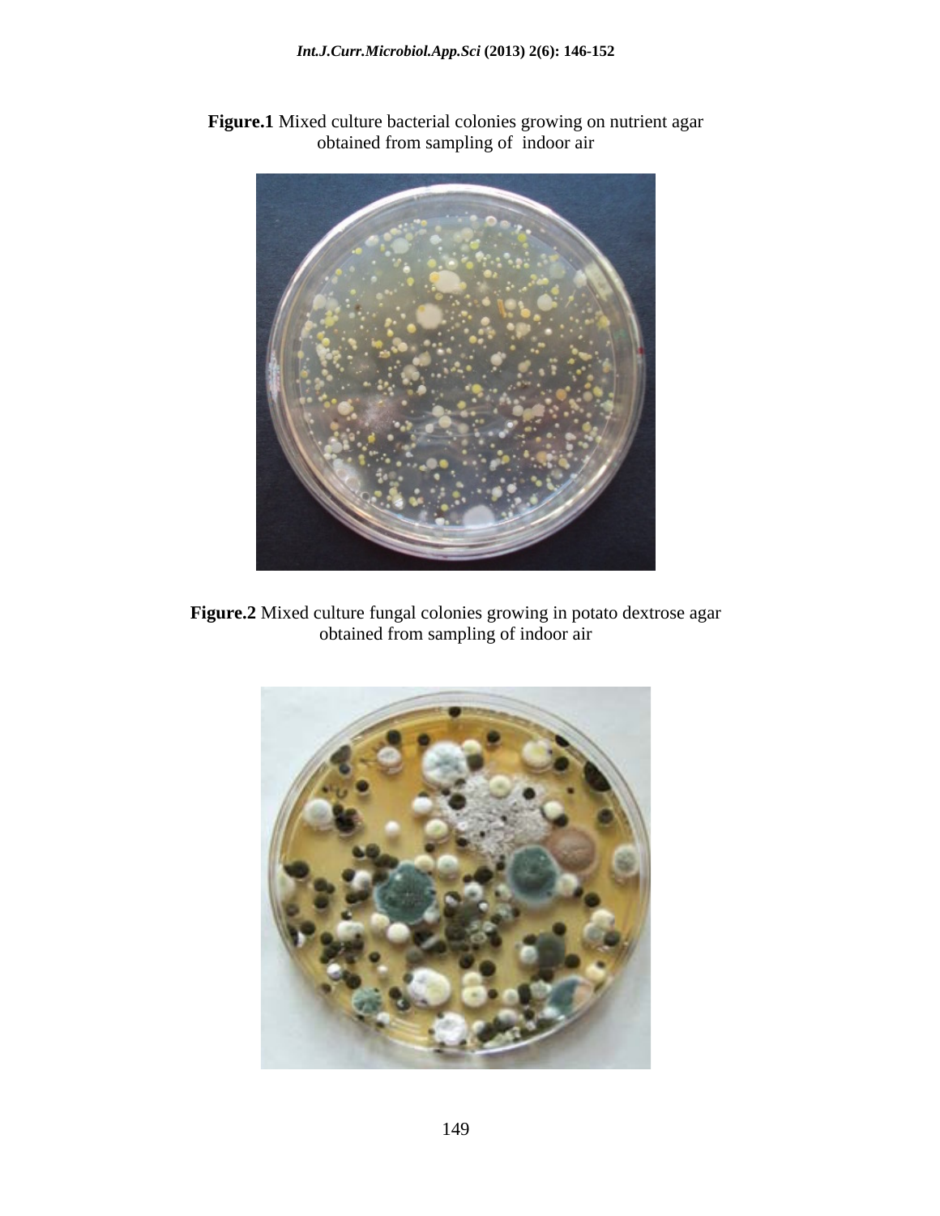**Figure.1** Mixed culture bacterial colonies growing on nutrient agar obtained from sampling of indoor air

**Figure.2** Mixed culture fungal colonies growing in potato dextrose agar obtained from sampling of indoor air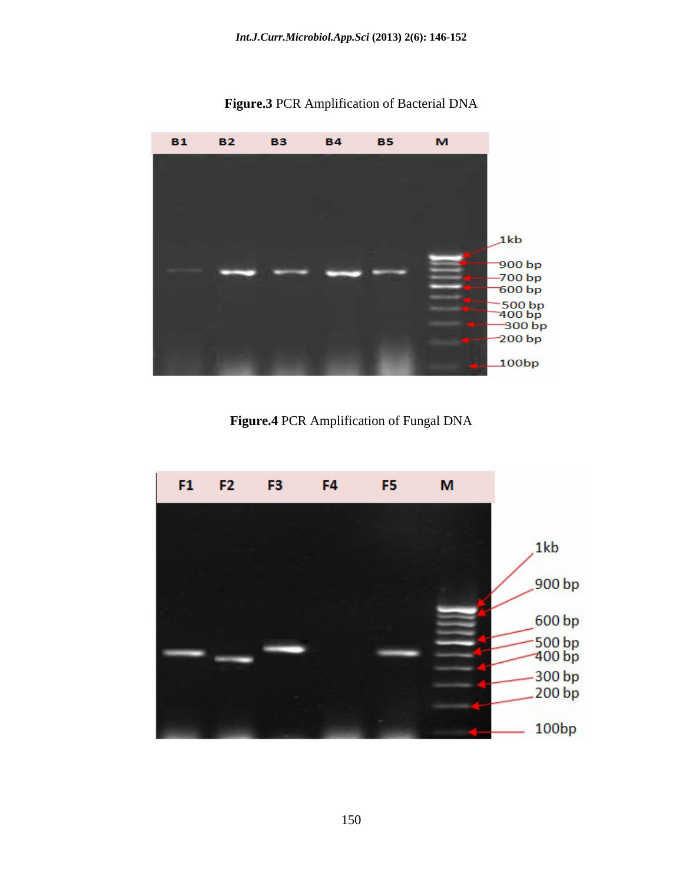**Figure.3** PCR Amplification of Bacterial DNA

B1 B2 B3 B4 B5 M

1kb
900 bp
700 bp
600 bp
500 bp
400 bp
300 bp
200 bp
100bp

**Figure.4** PCR Amplification of Fungal DNA

F1 F2 F3 F4 F5 M

1kb
900 bp
600 bp
500 bp
400 bp
300 bp
200 bp
100bp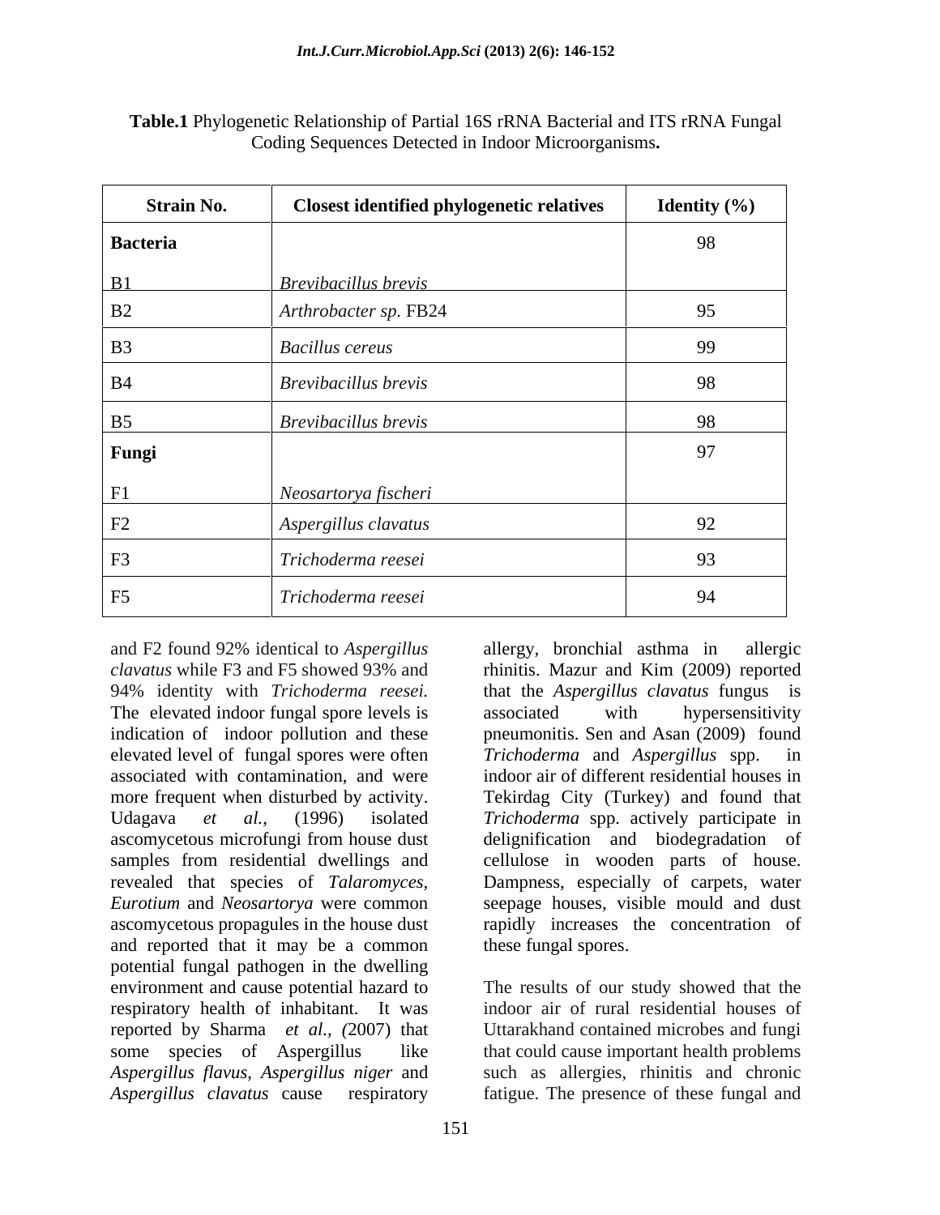**Table.1** Phylogenetic Relationship of Partial 16S rRNA Bacterial and ITS rRNA Fungal Coding Sequences Detected in Indoor Microorganisms**.**

| Strain No. | Closest identified phylogenetic relatives | Identity (%) |
|---|---|---|
| **Bacteria** | | |
| B1 | *Brevibacillus brevis* | 98 |
| B2 | *Arthrobacter sp.* FB24 | 95 |
| B3 | *Bacillus cereus* | 99 |
| B4 | *Brevibacillus brevis* | 98 |
| B5 | *Brevibacillus brevis* | 98 |
| **Fungi** | | |
| F1 | *Neosartorya fischeri* | 97 |
| F2 | *Aspergillus clavatus* | 92 |
| F3 | *Trichoderma reesei* | 93 |
| F5 | *Trichoderma reesei* | 94 |

and F2 found 92% identical to *Aspergillus clavatus* while F3 and F5 showed 93% and 94% identity with *Trichoderma reesei.* The elevated indoor fungal spore levels is indication of indoor pollution and these elevated level of fungal spores were often associated with contamination, and were more frequent when disturbed by activity. Udagava *et al.,* (1996) isolated ascomycetous microfungi from house dust samples from residential dwellings and revealed that species of *Talaromyces, Eurotium* and *Neosartorya* were common ascomycetous propagules in the house dust and reported that it may be a common potential fungal pathogen in the dwelling environment and cause potential hazard to respiratory health of inhabitant. It was reported by Sharma *et al., (*2007) that some species of Aspergillus like *Aspergillus flavus*, *Aspergillus niger* and *Aspergillus clavatus* cause respiratory allergy, bronchial asthma in allergic rhinitis. Mazur and Kim (2009) reported that the *Aspergillus clavatus* fungus is associated with hypersensitivity pneumonitis. Sen and Asan (2009) found *Trichoderma* and *Aspergillus* spp. in indoor air of different residential houses in Tekirdag City (Turkey) and found that *Trichoderma* spp. actively participate in delignification and biodegradation of cellulose in wooden parts of house. Dampness, especially of carpets, water seepage houses, visible mould and dust rapidly increases the concentration of these fungal spores.

The results of our study showed that the indoor air of rural residential houses of Uttarakhand contained microbes and fungi that could cause important health problems such as allergies, rhinitis and chronic fatigue. The presence of these fungal and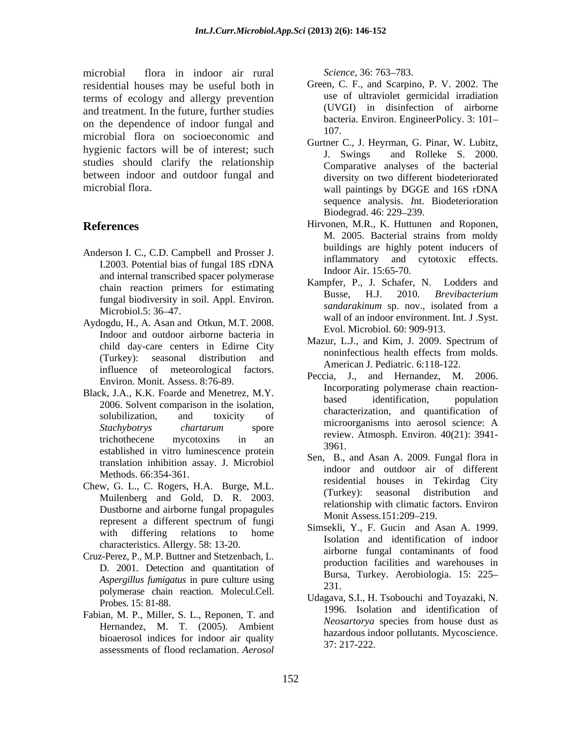microbial flora in indoor air rural residential houses may be useful both in terms of ecology and allergy prevention and treatment. In the future, further studies on the dependence of indoor fungal and microbial flora on socioeconomic and hygienic factors will be of interest; such studies should clarify the relationship between indoor and outdoor fungal and microbial flora.

## References

Anderson I. C., C.D. Campbell and Prosser J. I.2003. Potential bias of fungal 18S rDNA and internal transcribed spacer polymerase chain reaction primers for estimating fungal biodiversity in soil. Appl. Environ. Microbiol.5: 36–47.

Aydogdu, H., A. Asan and Otkun, M.T. 2008. Indoor and outdoor airborne bacteria in child day-care centers in Edirne City (Turkey): seasonal distribution and influence of meteorological factors. Environ. Monit. Assess. 8:76-89.

Black, J.A., K.K. Foarde and Menetrez, M.Y. 2006. Solvent comparison in the isolation, solubilization, and toxicity of *Stachybotrys chartarum* spore trichothecene mycotoxins in an established in vitro luminescence protein translation inhibition assay. J. Microbiol Methods. 66:354-361.

Chew, G. L., C. Rogers, H.A. Burge, M.L. Muilenberg and Gold, D. R. 2003. Dustborne and airborne fungal propagules represent a different spectrum of fungi with differing relations to home characteristics. Allergy. 58: 13-20.

Cruz-Perez, P., M.P. Buttner and Stetzenbach, L. D. 2001. Detection and quantitation of *Aspergillus fumigatus* in pure culture using polymerase chain reaction. Molecul.Cell. Probes. 15: 81-88.

Fabian, M. P., Miller, S. L., Reponen, T. and Hernandez, M. T. (2005). Ambient bioaerosol indices for indoor air quality assessments of flood reclamation. *Aerosol Science*, 36: 763–783.

Green, C. F., and Scarpino, P. V. 2002. The use of ultraviolet germicidal irradiation (UVGI) in disinfection of airborne bacteria. Environ. EngineerPolicy. 3: 101–107.

Gurtner C., J. Heyrman, G. Pinar, W. Lubitz, J. Swings and Rolleke S. 2000. Comparative analyses of the bacterial diversity on two different biodeteriorated wall paintings by DGGE and 16S rDNA sequence analysis. *I*nt. Biodeterioration Biodegrad. 46: 229–239.

Hirvonen, M.R., K. Huttunen and Roponen, M. 2005. Bacterial strains from moldy buildings are highly potent inducers of inflammatory and cytotoxic effects. Indoor Air. 15:65-70.

Kampfer, P., J. Schafer, N. Lodders and Busse, H.J. 2010. *Brevibacterium sandarakinum* sp. nov., isolated from a wall of an indoor environment. Int. J .Syst. Evol. Microbiol. 60: 909-913.

Mazur, L.J., and Kim, J. 2009. Spectrum of noninfectious health effects from molds. American J. Pediatric. 6:118-122.

Peccia, J., and Hernandez, M. 2006. Incorporating polymerase chain reaction-based identification, population characterization, and quantification of microorganisms into aerosol science: A review. Atmosph. Environ. 40(21): 3941-3961.

Sen, B., and Asan A. 2009. Fungal flora in indoor and outdoor air of different residential houses in Tekirdag City (Turkey): seasonal distribution and relationship with climatic factors. Environ Monit Assess.151:209–219.

Simsekli, Y., F. Gucin and Asan A. 1999. Isolation and identification of indoor airborne fungal contaminants of food production facilities and warehouses in Bursa, Turkey. Aerobiologia. 15: 225–231.

Udagava, S.I., H. Tsobouchi and Toyazaki, N. 1996. Isolation and identification of *Neosartorya* species from house dust as hazardous indoor pollutants. Mycoscience. 37: 217-222.